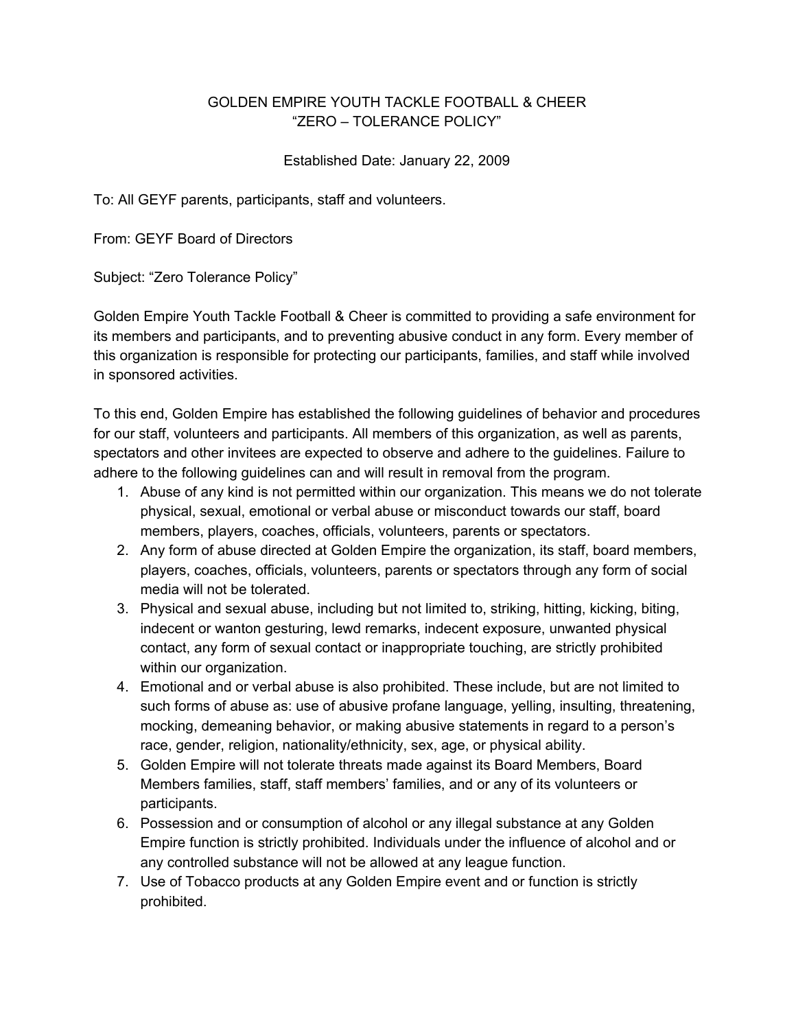# GOLDEN EMPIRE YOUTH TACKLE FOOTBALL & CHEER
## "ZERO – TOLERANCE POLICY"

Established Date: January 22, 2009

To: All GEYF parents, participants, staff and volunteers.

From: GEYF Board of Directors

Subject: "Zero Tolerance Policy"

Golden Empire Youth Tackle Football & Cheer is committed to providing a safe environment for its members and participants, and to preventing abusive conduct in any form. Every member of this organization is responsible for protecting our participants, families, and staff while involved in sponsored activities.

To this end, Golden Empire has established the following guidelines of behavior and procedures for our staff, volunteers and participants. All members of this organization, as well as parents, spectators and other invitees are expected to observe and adhere to the guidelines. Failure to adhere to the following guidelines can and will result in removal from the program.

1. Abuse of any kind is not permitted within our organization. This means we do not tolerate physical, sexual, emotional or verbal abuse or misconduct towards our staff, board members, players, coaches, officials, volunteers, parents or spectators.
2. Any form of abuse directed at Golden Empire the organization, its staff, board members, players, coaches, officials, volunteers, parents or spectators through any form of social media will not be tolerated.
3. Physical and sexual abuse, including but not limited to, striking, hitting, kicking, biting, indecent or wanton gesturing, lewd remarks, indecent exposure, unwanted physical contact, any form of sexual contact or inappropriate touching, are strictly prohibited within our organization.
4. Emotional and or verbal abuse is also prohibited. These include, but are not limited to such forms of abuse as: use of abusive profane language, yelling, insulting, threatening, mocking, demeaning behavior, or making abusive statements in regard to a person's race, gender, religion, nationality/ethnicity, sex, age, or physical ability.
5. Golden Empire will not tolerate threats made against its Board Members, Board Members families, staff, staff members' families, and or any of its volunteers or participants.
6. Possession and or consumption of alcohol or any illegal substance at any Golden Empire function is strictly prohibited. Individuals under the influence of alcohol and or any controlled substance will not be allowed at any league function.
7. Use of Tobacco products at any Golden Empire event and or function is strictly prohibited.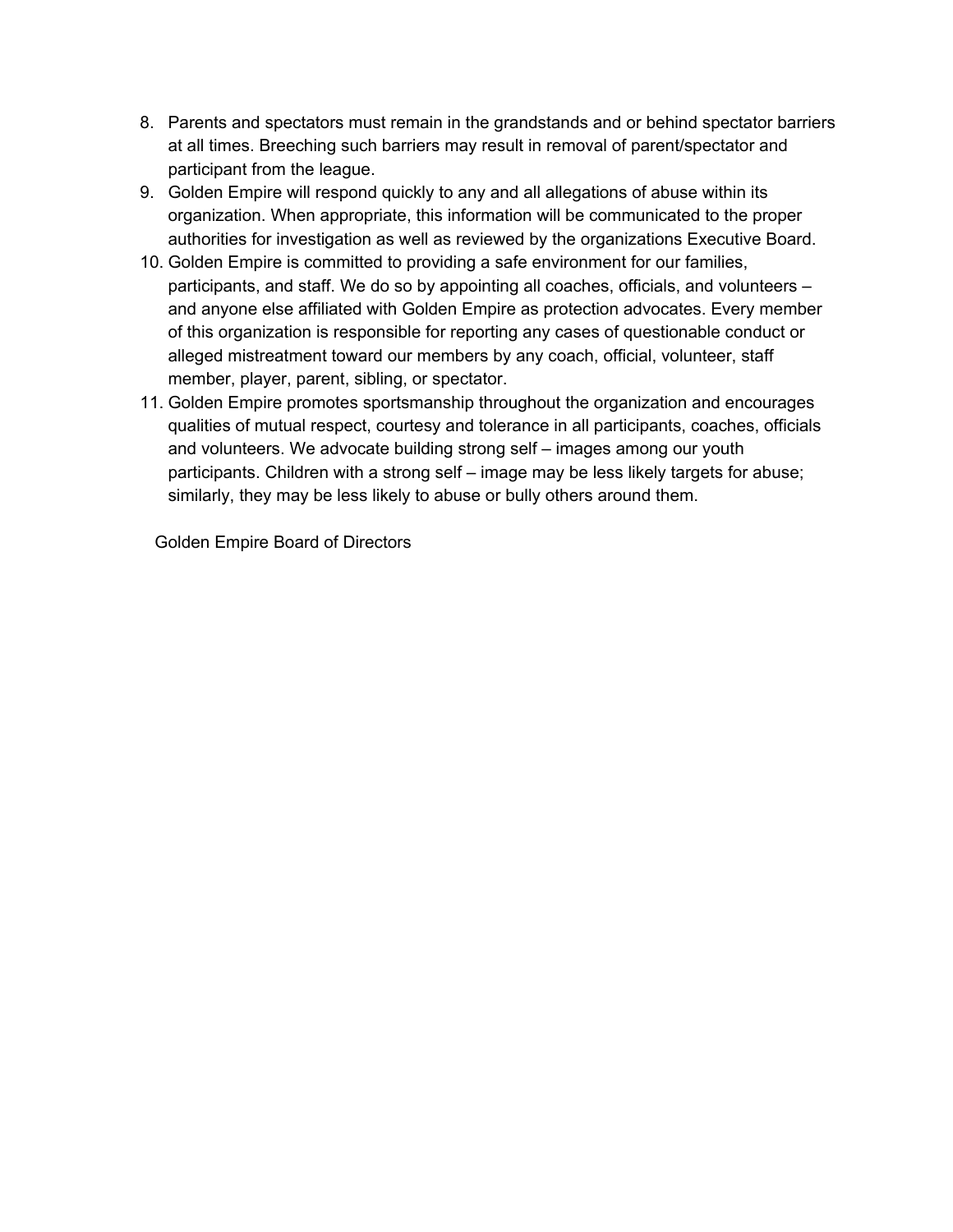8. Parents and spectators must remain in the grandstands and or behind spectator barriers at all times. Breeching such barriers may result in removal of parent/spectator and participant from the league.
9. Golden Empire will respond quickly to any and all allegations of abuse within its organization. When appropriate, this information will be communicated to the proper authorities for investigation as well as reviewed by the organizations Executive Board.
10. Golden Empire is committed to providing a safe environment for our families, participants, and staff. We do so by appointing all coaches, officials, and volunteers – and anyone else affiliated with Golden Empire as protection advocates. Every member of this organization is responsible for reporting any cases of questionable conduct or alleged mistreatment toward our members by any coach, official, volunteer, staff member, player, parent, sibling, or spectator.
11. Golden Empire promotes sportsmanship throughout the organization and encourages qualities of mutual respect, courtesy and tolerance in all participants, coaches, officials and volunteers. We advocate building strong self – images among our youth participants. Children with a strong self – image may be less likely targets for abuse; similarly, they may be less likely to abuse or bully others around them.

Golden Empire Board of Directors